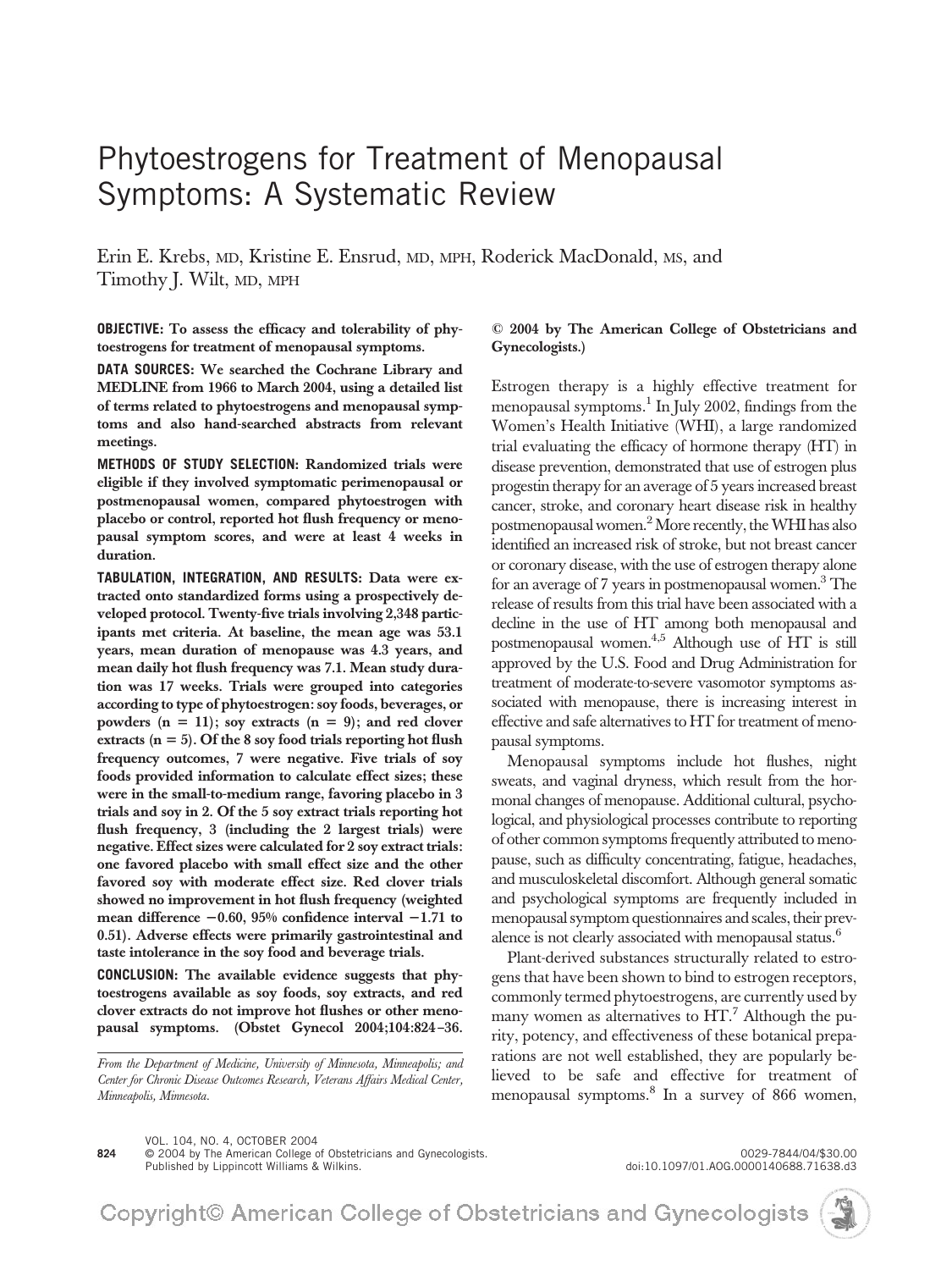# Phytoestrogens for Treatment of Menopausal Symptoms: A Systematic Review

Erin E. Krebs, MD, Kristine E. Ensrud, MD, MPH, Roderick MacDonald, MS, and Timothy J. Wilt, MD, MPH

**OBJECTIVE: To assess the efficacy and tolerability of phytoestrogens for treatment of menopausal symptoms.**

**DATA SOURCES: We searched the Cochrane Library and MEDLINE from 1966 to March 2004, using a detailed list of terms related to phytoestrogens and menopausal symptoms and also hand-searched abstracts from relevant meetings.**

**METHODS OF STUDY SELECTION: Randomized trials were eligible if they involved symptomatic perimenopausal or postmenopausal women, compared phytoestrogen with placebo or control, reported hot flush frequency or menopausal symptom scores, and were at least 4 weeks in duration.**

**TABULATION, INTEGRATION, AND RESULTS: Data were extracted onto standardized forms using a prospectively developed protocol. Twenty-five trials involving 2,348 participants met criteria. At baseline, the mean age was 53.1 years, mean duration of menopause was 4.3 years, and mean daily hot flush frequency was 7.1. Mean study duration was 17 weeks. Trials were grouped into categories according to type of phytoestrogen: soy foods, beverages, or powders (n = 11); soy extracts (n = 9); and red clover extracts (n = 5). Of the 8 soy food trials reporting hot flush frequency outcomes, 7 were negative. Five trials of soy foods provided information to calculate effect sizes; these were in the small-to-medium range, favoring placebo in 3 trials and soy in 2. Of the 5 soy extract trials reporting hot flush frequency, 3 (including the 2 largest trials) were negative. Effect sizes were calculated for 2 soy extract trials: one favored placebo with small effect size and the other favored soy with moderate effect size. Red clover trials showed no improvement in hot flush frequency (weighted mean difference −0.60, 95% confidence interval −1.71 to 0.51). Adverse effects were primarily gastrointestinal and taste intolerance in the soy food and beverage trials.**

**CONCLUSION: The available evidence suggests that phytoestrogens available as soy foods, soy extracts, and red clover extracts do not improve hot flushes or other menopausal symptoms. (Obstet Gynecol 2004;104:824–36. © 2004 by The American College of Obstetricians and Gynecologists.)**

*From the Department of Medicine, University of Minnesota, Minneapolis; and Center for Chronic Disease Outcomes Research, Veterans Affairs Medical Center, Minneapolis, Minnesota.*

Estrogen therapy is a highly effective treatment for menopausal symptoms.[1] In July 2002, findings from the Women's Health Initiative (WHI), a large randomized trial evaluating the efficacy of hormone therapy (HT) in disease prevention, demonstrated that use of estrogen plus progestin therapy for an average of 5 years increased breast cancer, stroke, and coronary heart disease risk in healthy postmenopausal women.[2] More recently, the WHI has also identified an increased risk of stroke, but not breast cancer or coronary disease, with the use of estrogen therapy alone for an average of 7 years in postmenopausal women.[3] The release of results from this trial have been associated with a decline in the use of HT among both menopausal and postmenopausal women.[4,5] Although use of HT is still approved by the U.S. Food and Drug Administration for treatment of moderate-to-severe vasomotor symptoms associated with menopause, there is increasing interest in effective and safe alternatives to HT for treatment of menopausal symptoms.

Menopausal symptoms include hot flushes, night sweats, and vaginal dryness, which result from the hormonal changes of menopause. Additional cultural, psychological, and physiological processes contribute to reporting of other common symptoms frequently attributed to menopause, such as difficulty concentrating, fatigue, headaches, and musculoskeletal discomfort. Although general somatic and psychological symptoms are frequently included in menopausal symptom questionnaires and scales, their prevalence is not clearly associated with menopausal status.[6]

Plant-derived substances structurally related to estrogens that have been shown to bind to estrogen receptors, commonly termed phytoestrogens, are currently used by many women as alternatives to HT.[7] Although the purity, potency, and effectiveness of these botanical preparations are not well established, they are popularly believed to be safe and effective for treatment of menopausal symptoms.[8] In a survey of 866 women,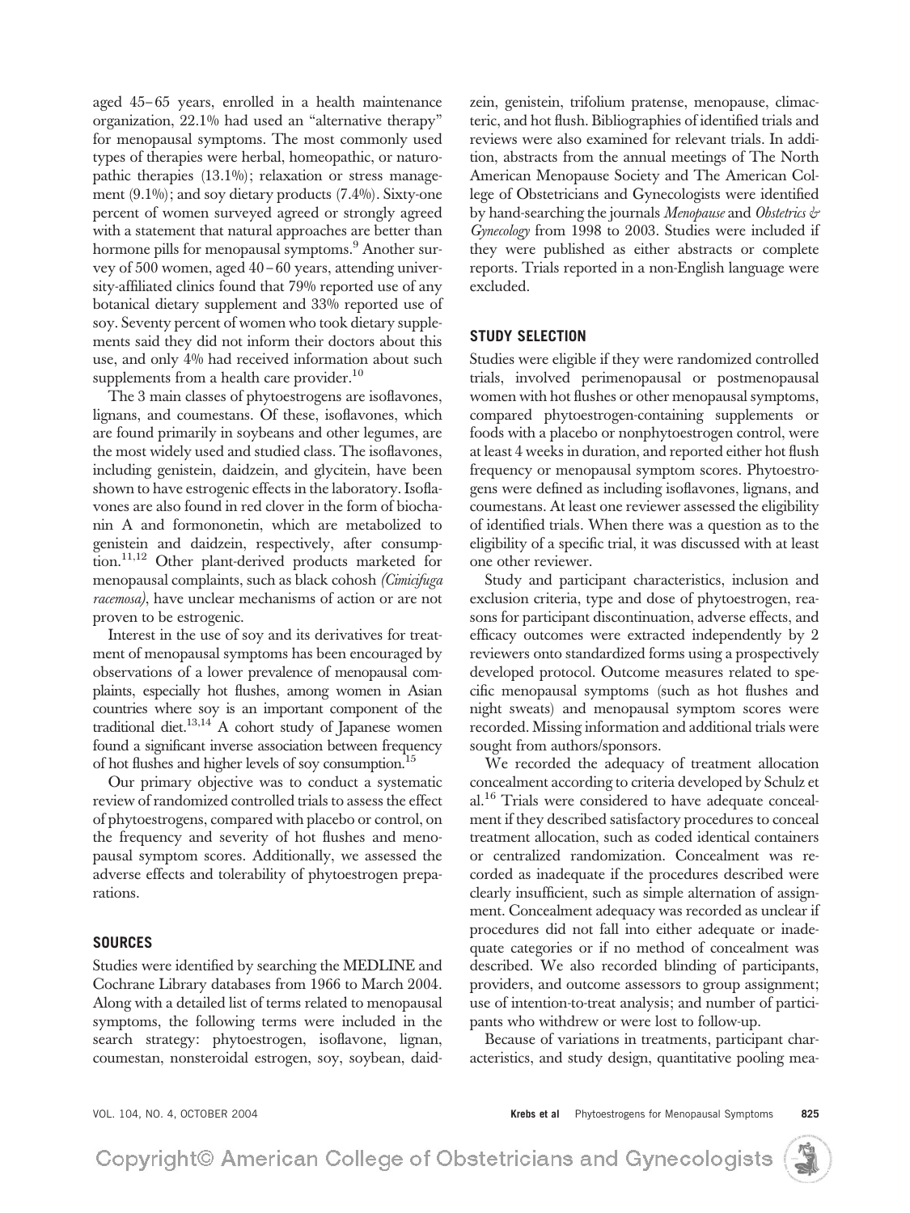aged 45–65 years, enrolled in a health maintenance organization, 22.1% had used an "alternative therapy" for menopausal symptoms. The most commonly used types of therapies were herbal, homeopathic, or naturopathic therapies (13.1%); relaxation or stress management (9.1%); and soy dietary products (7.4%). Sixty-one percent of women surveyed agreed or strongly agreed with a statement that natural approaches are better than hormone pills for menopausal symptoms.[9] Another survey of 500 women, aged 40–60 years, attending university-affiliated clinics found that 79% reported use of any botanical dietary supplement and 33% reported use of soy. Seventy percent of women who took dietary supplements said they did not inform their doctors about this use, and only 4% had received information about such supplements from a health care provider.[10]

The 3 main classes of phytoestrogens are isoflavones, lignans, and coumestans. Of these, isoflavones, which are found primarily in soybeans and other legumes, are the most widely used and studied class. The isoflavones, including genistein, daidzein, and glycitein, have been shown to have estrogenic effects in the laboratory. Isoflavones are also found in red clover in the form of biochanin A and formononetin, which are metabolized to genistein and daidzein, respectively, after consumption.[11,12] Other plant-derived products marketed for menopausal complaints, such as black cohosh *(Cimicifuga racemosa)*, have unclear mechanisms of action or are not proven to be estrogenic.

Interest in the use of soy and its derivatives for treatment of menopausal symptoms has been encouraged by observations of a lower prevalence of menopausal complaints, especially hot flushes, among women in Asian countries where soy is an important component of the traditional diet.[13,14] A cohort study of Japanese women found a significant inverse association between frequency of hot flushes and higher levels of soy consumption.[15]

Our primary objective was to conduct a systematic review of randomized controlled trials to assess the effect of phytoestrogens, compared with placebo or control, on the frequency and severity of hot flushes and menopausal symptom scores. Additionally, we assessed the adverse effects and tolerability of phytoestrogen preparations.

## SOURCES

Studies were identified by searching the MEDLINE and Cochrane Library databases from 1966 to March 2004. Along with a detailed list of terms related to menopausal symptoms, the following terms were included in the search strategy: phytoestrogen, isoflavone, lignan, coumestan, nonsteroidal estrogen, soy, soybean, daidzein, genistein, trifolium pratense, menopause, climacteric, and hot flush. Bibliographies of identified trials and reviews were also examined for relevant trials. In addition, abstracts from the annual meetings of The North American Menopause Society and The American College of Obstetricians and Gynecologists were identified by hand-searching the journals *Menopause* and *Obstetrics & Gynecology* from 1998 to 2003. Studies were included if they were published as either abstracts or complete reports. Trials reported in a non-English language were excluded.

## STUDY SELECTION

Studies were eligible if they were randomized controlled trials, involved perimenopausal or postmenopausal women with hot flushes or other menopausal symptoms, compared phytoestrogen-containing supplements or foods with a placebo or nonphytoestrogen control, were at least 4 weeks in duration, and reported either hot flush frequency or menopausal symptom scores. Phytoestrogens were defined as including isoflavones, lignans, and coumestans. At least one reviewer assessed the eligibility of identified trials. When there was a question as to the eligibility of a specific trial, it was discussed with at least one other reviewer.

Study and participant characteristics, inclusion and exclusion criteria, type and dose of phytoestrogen, reasons for participant discontinuation, adverse effects, and efficacy outcomes were extracted independently by 2 reviewers onto standardized forms using a prospectively developed protocol. Outcome measures related to specific menopausal symptoms (such as hot flushes and night sweats) and menopausal symptom scores were recorded. Missing information and additional trials were sought from authors/sponsors.

We recorded the adequacy of treatment allocation concealment according to criteria developed by Schulz et al.[16] Trials were considered to have adequate concealment if they described satisfactory procedures to conceal treatment allocation, such as coded identical containers or centralized randomization. Concealment was recorded as inadequate if the procedures described were clearly insufficient, such as simple alternation of assignment. Concealment adequacy was recorded as unclear if procedures did not fall into either adequate or inadequate categories or if no method of concealment was described. We also recorded blinding of participants, providers, and outcome assessors to group assignment; use of intention-to-treat analysis; and number of participants who withdrew or were lost to follow-up.

Because of variations in treatments, participant characteristics, and study design, quantitative pooling mea-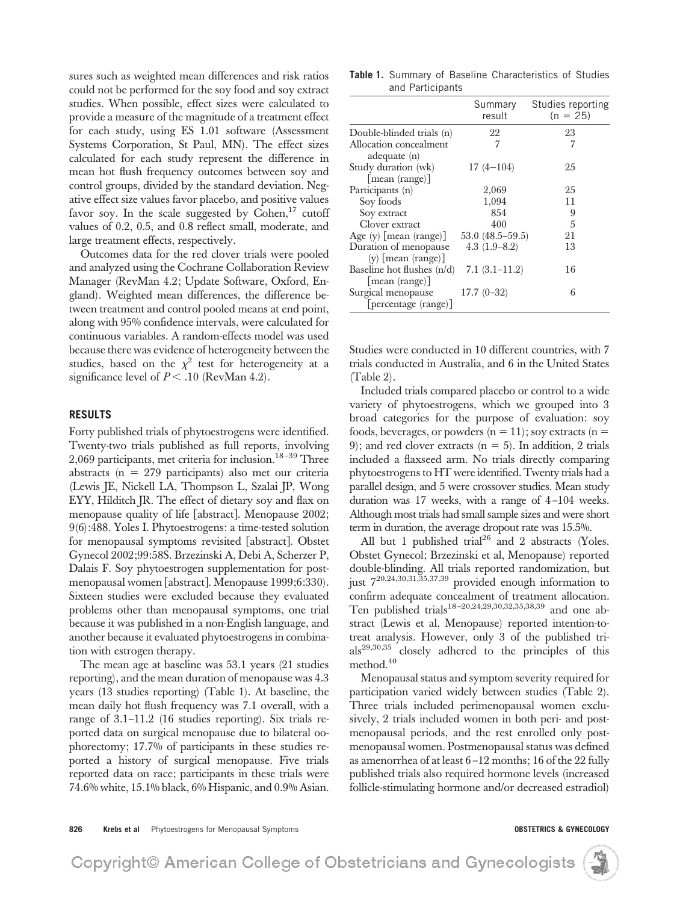sures such as weighted mean differences and risk ratios could not be performed for the soy food and soy extract studies. When possible, effect sizes were calculated to provide a measure of the magnitude of a treatment effect for each study, using ES 1.01 software (Assessment Systems Corporation, St Paul, MN). The effect sizes calculated for each study represent the difference in mean hot flush frequency outcomes between soy and control groups, divided by the standard deviation. Negative effect size values favor placebo, and positive values favor soy. In the scale suggested by Cohen,[17] cutoff values of 0.2, 0.5, and 0.8 reflect small, moderate, and large treatment effects, respectively.

Outcomes data for the red clover trials were pooled and analyzed using the Cochrane Collaboration Review Manager (RevMan 4.2; Update Software, Oxford, England). Weighted mean differences, the difference between treatment and control pooled means at end point, along with 95% confidence intervals, were calculated for continuous variables. A random-effects model was used because there was evidence of heterogeneity between the studies, based on the $\chi^2$ test for heterogeneity at a significance level of $P < .10$ (RevMan 4.2).

## RESULTS

Forty published trials of phytoestrogens were identified. Twenty-two trials published as full reports, involving 2,069 participants, met criteria for inclusion.[18–39] Three abstracts (n = 279 participants) also met our criteria (Lewis JE, Nickell LA, Thompson L, Szalai JP, Wong EYY, Hilditch JR. The effect of dietary soy and flax on menopause quality of life [abstract]. Menopause 2002; 9(6):488. Yoles I. Phytoestrogens: a time-tested solution for menopausal symptoms revisited [abstract]. Obstet Gynecol 2002;99:58S. Brzezinski A, Debi A, Scherzer P, Dalais F. Soy phytoestrogen supplementation for postmenopausal women [abstract]. Menopause 1999;6:330). Sixteen studies were excluded because they evaluated problems other than menopausal symptoms, one trial because it was published in a non-English language, and another because it evaluated phytoestrogens in combination with estrogen therapy.

The mean age at baseline was 53.1 years (21 studies reporting), and the mean duration of menopause was 4.3 years (13 studies reporting) (Table 1). At baseline, the mean daily hot flush frequency was 7.1 overall, with a range of 3.1–11.2 (16 studies reporting). Six trials reported data on surgical menopause due to bilateral oophorectomy; 17.7% of participants in these studies reported a history of surgical menopause. Five trials reported data on race; participants in these trials were 74.6% white, 15.1% black, 6% Hispanic, and 0.9% Asian.

**Table 1.** Summary of Baseline Characteristics of Studies and Participants

| | Summary result | Studies reporting (n = 25) |
|---|---|---|
| Double-blinded trials (n) | 22 | 23 |
| Allocation concealment adequate (n) | 7 | 7 |
| Study duration (wk) [mean (range)] | 17 (4–104) | 25 |
| Participants (n) | 2,069 | 25 |
| Soy foods | 1,094 | 11 |
| Soy extract | 854 | 9 |
| Clover extract | 400 | 5 |
| Age (y) [mean (range)] | 53.0 (48.5–59.5) | 21 |
| Duration of menopause (y) [mean (range)] | 4.3 (1.9–8.2) | 13 |
| Baseline hot flushes (n/d) [mean (range)] | 7.1 (3.1–11.2) | 16 |
| Surgical menopause [percentage (range)] | 17.7 (0–32) | 6 |

Studies were conducted in 10 different countries, with 7 trials conducted in Australia, and 6 in the United States (Table 2).

Included trials compared placebo or control to a wide variety of phytoestrogens, which we grouped into 3 broad categories for the purpose of evaluation: soy foods, beverages, or powders (n = 11); soy extracts (n = 9); and red clover extracts (n = 5). In addition, 2 trials included a flaxseed arm. No trials directly comparing phytoestrogens to HT were identified. Twenty trials had a parallel design, and 5 were crossover studies. Mean study duration was 17 weeks, with a range of 4–104 weeks. Although most trials had small sample sizes and were short term in duration, the average dropout rate was 15.5%.

All but 1 published trial[26] and 2 abstracts (Yoles. Obstet Gynecol; Brzezinski et al, Menopause) reported double-blinding. All trials reported randomization, but just 7[20,24,30,31,35,37,39] provided enough information to confirm adequate concealment of treatment allocation. Ten published trials[18–20,24,29,30,32,35,38,39] and one abstract (Lewis et al, Menopause) reported intention-to-treat analysis. However, only 3 of the published trials[29,30,35] closely adhered to the principles of this method.[40]

Menopausal status and symptom severity required for participation varied widely between studies (Table 2). Three trials included perimenopausal women exclusively, 2 trials included women in both peri- and postmenopausal periods, and the rest enrolled only postmenopausal women. Postmenopausal status was defined as amenorrhea of at least 6–12 months; 16 of the 22 fully published trials also required hormone levels (increased follicle-stimulating hormone and/or decreased estradiol)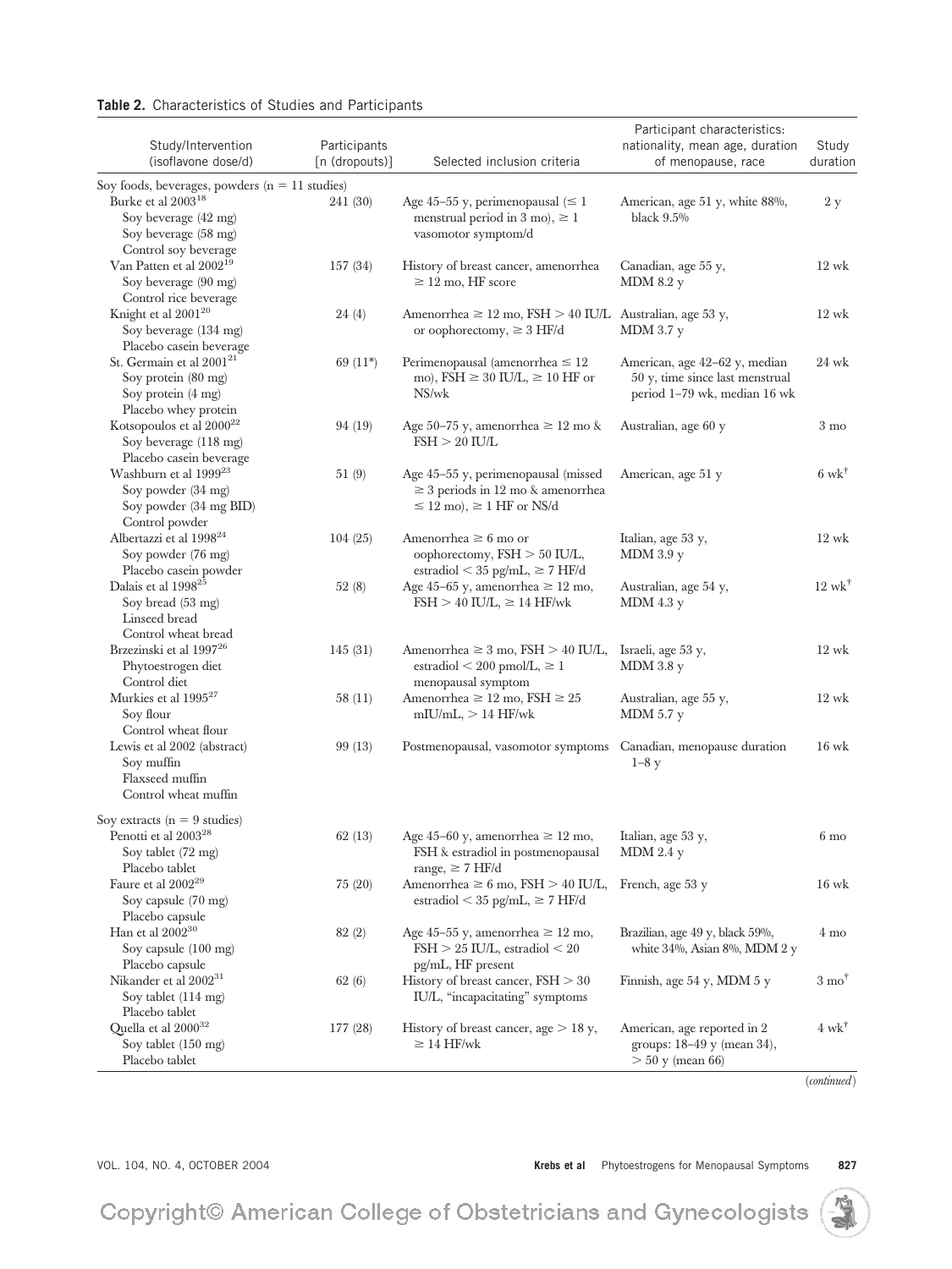**Table 2.** Characteristics of Studies and Participants

| Study/Intervention (isoflavone dose/d) | Participants [n (dropouts)] | Selected inclusion criteria | Participant characteristics: nationality, mean age, duration of menopause, race | Study duration |
|---|---|---|---|---|
| Soy foods, beverages, powders (n = 11 studies) | | | | |
| Burke et al 2003[18] | 241 (30) | Age 45–55 y, perimenopausal (≤ 1 menstrual period in 3 mo), ≥ 1 vasomotor symptom/d | American, age 51 y, white 88%, black 9.5% | 2 y |
| Soy beverage (42 mg) | | | | |
| Soy beverage (58 mg) | | | | |
| Control soy beverage | | | | |
| Van Patten et al 2002[19] | 157 (34) | History of breast cancer, amenorrhea ≥ 12 mo, HF score | Canadian, age 55 y, MDM 8.2 y | 12 wk |
| Soy beverage (90 mg) | | | | |
| Control rice beverage | | | | |
| Knight et al 2001[20] | 24 (4) | Amenorrhea ≥ 12 mo, FSH > 40 IU/L or oophorectomy, ≥ 3 HF/d | Australian, age 53 y, MDM 3.7 y | 12 wk |
| Soy beverage (134 mg) | | | | |
| Placebo casein beverage | | | | |
| St. Germain et al 2001[21] | 69 (11*) | Perimenopausal (amenorrhea ≤ 12 mo), FSH ≥ 30 IU/L, ≥ 10 HF or NS/wk | American, age 42–62 y, median 50 y, time since last menstrual period 1–79 wk, median 16 wk | 24 wk |
| Soy protein (80 mg) | | | | |
| Soy protein (4 mg) | | | | |
| Placebo whey protein | | | | |
| Kotsopoulos et al 2000[22] | 94 (19) | Age 50–75 y, amenorrhea ≥ 12 mo & FSH > 20 IU/L | Australian, age 60 y | 3 mo |
| Soy beverage (118 mg) | | | | |
| Placebo casein beverage | | | | |
| Washburn et al 1999[23] | 51 (9) | Age 45–55 y, perimenopausal (missed ≥ 3 periods in 12 mo & amenorrhea ≤ 12 mo), ≥ 1 HF or NS/d | American, age 51 y | 6 wk[†] |
| Soy powder (34 mg) | | | | |
| Soy powder (34 mg BID) | | | | |
| Control powder | | | | |
| Albertazzi et al 1998[24] | 104 (25) | Amenorrhea ≥ 6 mo or oophorectomy, FSH > 50 IU/L, estradiol < 35 pg/mL, ≥ 7 HF/d | Italian, age 53 y, MDM 3.9 y | 12 wk |
| Soy powder (76 mg) | | | | |
| Placebo casein powder | | | | |
| Dalais et al 1998[25] | 52 (8) | Age 45–65 y, amenorrhea ≥ 12 mo, FSH > 40 IU/L, ≥ 14 HF/wk | Australian, age 54 y, MDM 4.3 y | 12 wk[†] |
| Soy bread (53 mg) | | | | |
| Linseed bread | | | | |
| Control wheat bread | | | | |
| Brzezinski et al 1997[26] | 145 (31) | Amenorrhea ≥ 3 mo, FSH > 40 IU/L, estradiol < 200 pmol/L, ≥ 1 menopausal symptom | Israeli, age 53 y, MDM 3.8 y | 12 wk |
| Phytoestrogen diet | | | | |
| Control diet | | | | |
| Murkies et al 1995[27] | 58 (11) | Amenorrhea ≥ 12 mo, FSH ≥ 25 mIU/mL, > 14 HF/wk | Australian, age 55 y, MDM 5.7 y | 12 wk |
| Soy flour | | | | |
| Control wheat flour | | | | |
| Lewis et al 2002 (abstract) | 99 (13) | Postmenopausal, vasomotor symptoms | Canadian, menopause duration 1–8 y | 16 wk |
| Soy muffin | | | | |
| Flaxseed muffin | | | | |
| Control wheat muffin | | | | |
| Soy extracts (n = 9 studies) | | | | |
| Penotti et al 2003[28] | 62 (13) | Age 45–60 y, amenorrhea ≥ 12 mo, FSH & estradiol in postmenopausal range, ≥ 7 HF/d | Italian, age 53 y, MDM 2.4 y | 6 mo |
| Soy tablet (72 mg) | | | | |
| Placebo tablet | | | | |
| Faure et al 2002[29] | 75 (20) | Amenorrhea ≥ 6 mo, FSH > 40 IU/L, estradiol < 35 pg/mL, ≥ 7 HF/d | French, age 53 y | 16 wk |
| Soy capsule (70 mg) | | | | |
| Placebo capsule | | | | |
| Han et al 2002[30] | 82 (2) | Age 45–55 y, amenorrhea ≥ 12 mo, FSH > 25 IU/L, estradiol < 20 pg/mL, HF present | Brazilian, age 49 y, black 59%, white 34%, Asian 8%, MDM 2 y | 4 mo |
| Soy capsule (100 mg) | | | | |
| Placebo capsule | | | | |
| Nikander et al 2002[31] | 62 (6) | History of breast cancer, FSH > 30 IU/L, "incapacitating" symptoms | Finnish, age 54 y, MDM 5 y | 3 mo[†] |
| Soy tablet (114 mg) | | | | |
| Placebo tablet | | | | |
| Quella et al 2000[32] | 177 (28) | History of breast cancer, age > 18 y, ≥ 14 HF/wk | American, age reported in 2 groups: 18–49 y (mean 34), > 50 y (mean 66) | 4 wk[†] |
| Soy tablet (150 mg) | | | | |
| Placebo tablet | | | | |

(*continued*)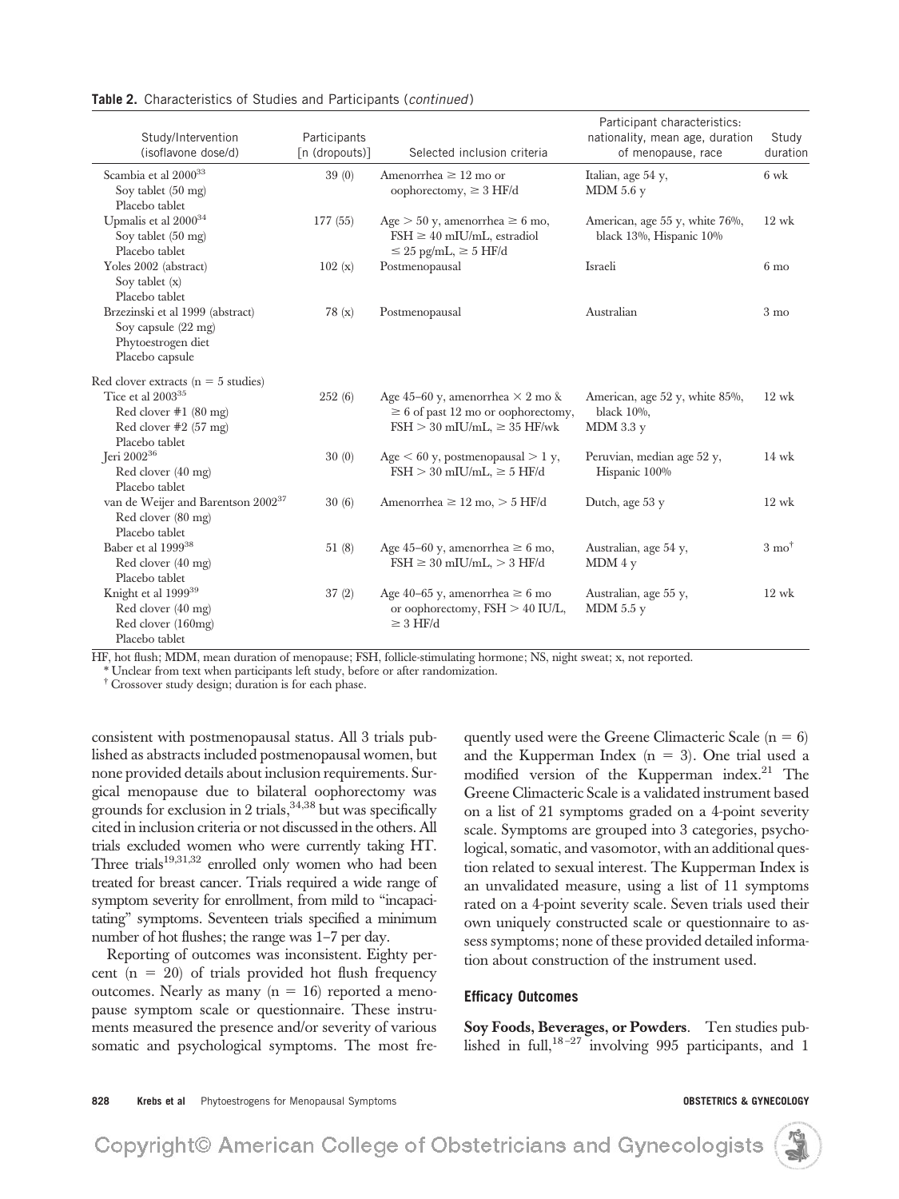**Table 2.** Characteristics of Studies and Participants (*continued*)

| Study/Intervention (isoflavone dose/d) | Participants [n (dropouts)] | Selected inclusion criteria | Participant characteristics: nationality, mean age, duration of menopause, race | Study duration |
|---|---|---|---|---|
| Scambia et al 2000[33] | 39 (0) | Amenorrhea ≥ 12 mo or oophorectomy, ≥ 3 HF/d | Italian, age 54 y, MDM 5.6 y | 6 wk |
| Soy tablet (50 mg) | | | | |
| Placebo tablet | | | | |
| Upmalis et al 2000[34] | 177 (55) | Age > 50 y, amenorrhea ≥ 6 mo, FSH ≥ 40 mIU/mL, estradiol ≤ 25 pg/mL, ≥ 5 HF/d | American, age 55 y, white 76%, black 13%, Hispanic 10% | 12 wk |
| Soy tablet (50 mg) | | | | |
| Placebo tablet | | | | |
| Yoles 2002 (abstract) | 102 (x) | Postmenopausal | Israeli | 6 mo |
| Soy tablet (x) | | | | |
| Placebo tablet | | | | |
| Brzezinski et al 1999 (abstract) | 78 (x) | Postmenopausal | Australian | 3 mo |
| Soy capsule (22 mg) | | | | |
| Phytoestrogen diet | | | | |
| Placebo capsule | | | | |
| Red clover extracts (n = 5 studies) | | | | |
| Tice et al 2003[35] | 252 (6) | Age 45–60 y, amenorrhea × 2 mo & ≥ 6 of past 12 mo or oophorectomy, FSH > 30 mIU/mL, ≥ 35 HF/wk | American, age 52 y, white 85%, black 10%, MDM 3.3 y | 12 wk |
| Red clover #1 (80 mg) | | | | |
| Red clover #2 (57 mg) | | | | |
| Placebo tablet | | | | |
| Jeri 2002[36] | 30 (0) | Age < 60 y, postmenopausal > 1 y, FSH > 30 mIU/mL, ≥ 5 HF/d | Peruvian, median age 52 y, Hispanic 100% | 14 wk |
| Red clover (40 mg) | | | | |
| Placebo tablet | | | | |
| van de Weijer and Barentson 2002[37] | 30 (6) | Amenorrhea ≥ 12 mo, > 5 HF/d | Dutch, age 53 y | 12 wk |
| Red clover (80 mg) | | | | |
| Placebo tablet | | | | |
| Baber et al 1999[38] | 51 (8) | Age 45–60 y, amenorrhea ≥ 6 mo, FSH ≥ 30 mIU/mL, > 3 HF/d | Australian, age 54 y, MDM 4 y | 3 mo[†] |
| Red clover (40 mg) | | | | |
| Placebo tablet | | | | |
| Knight et al 1999[39] | 37 (2) | Age 40–65 y, amenorrhea ≥ 6 mo or oophorectomy, FSH > 40 IU/L, ≥ 3 HF/d | Australian, age 55 y, MDM 5.5 y | 12 wk |
| Red clover (40 mg) | | | | |
| Red clover (160mg) | | | | |
| Placebo tablet | | | | |

HF, hot flush; MDM, mean duration of menopause; FSH, follicle-stimulating hormone; NS, night sweat; x, not reported.

* Unclear from text when participants left study, before or after randomization.

† Crossover study design; duration is for each phase.

consistent with postmenopausal status. All 3 trials published as abstracts included postmenopausal women, but none provided details about inclusion requirements. Surgical menopause due to bilateral oophorectomy was grounds for exclusion in 2 trials,[34,38] but was specifically cited in inclusion criteria or not discussed in the others. All trials excluded women who were currently taking HT. Three trials[19,31,32] enrolled only women who had been treated for breast cancer. Trials required a wide range of symptom severity for enrollment, from mild to "incapacitating" symptoms. Seventeen trials specified a minimum number of hot flushes; the range was 1–7 per day.

Reporting of outcomes was inconsistent. Eighty percent (n = 20) of trials provided hot flush frequency outcomes. Nearly as many (n = 16) reported a menopause symptom scale or questionnaire. These instruments measured the presence and/or severity of various somatic and psychological symptoms. The most frequently used were the Greene Climacteric Scale (n = 6) and the Kupperman Index (n = 3). One trial used a modified version of the Kupperman index.[21] The Greene Climacteric Scale is a validated instrument based on a list of 21 symptoms graded on a 4-point severity scale. Symptoms are grouped into 3 categories, psychological, somatic, and vasomotor, with an additional question related to sexual interest. The Kupperman Index is an unvalidated measure, using a list of 11 symptoms rated on a 4-point severity scale. Seven trials used their own uniquely constructed scale or questionnaire to assess symptoms; none of these provided detailed information about construction of the instrument used.

### Efficacy Outcomes

**Soy Foods, Beverages, or Powders**. Ten studies published in full,[18–27] involving 995 participants, and 1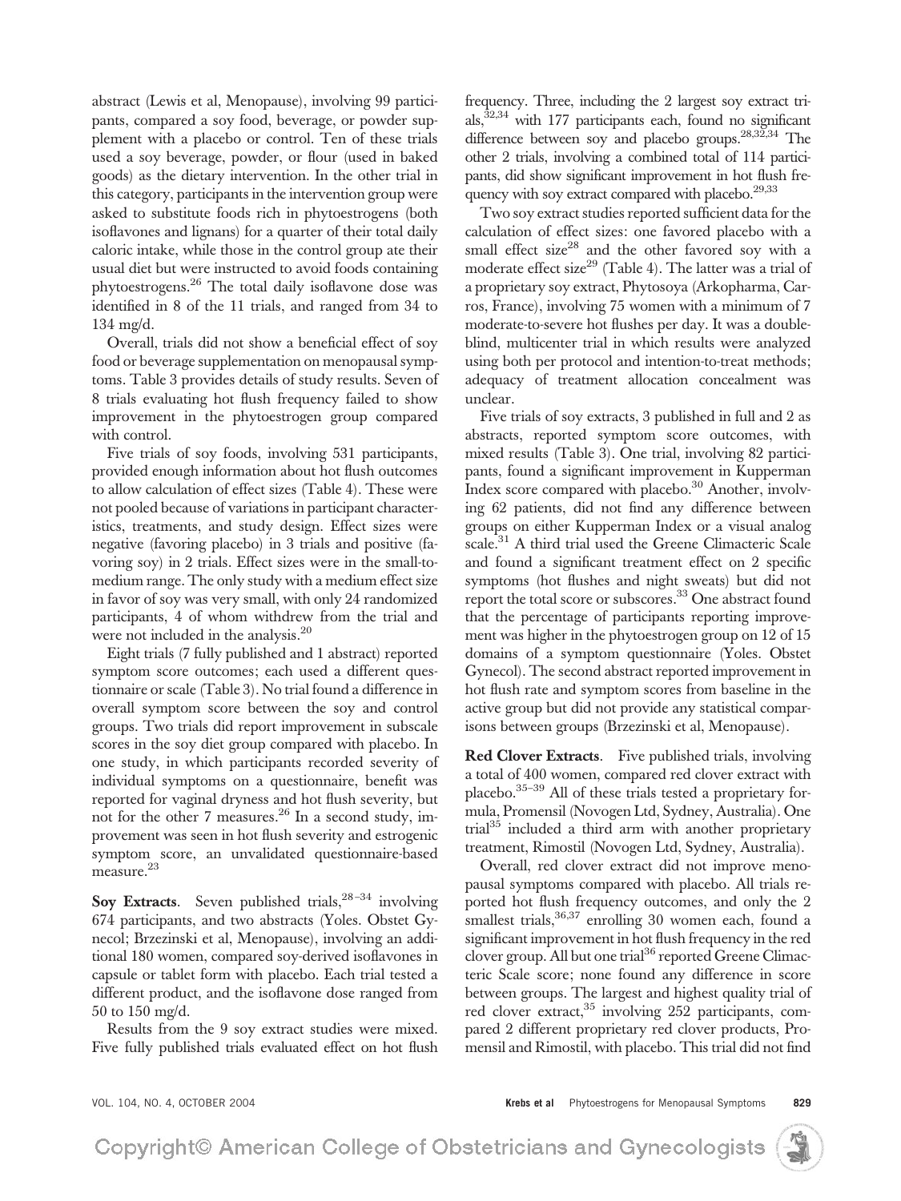abstract (Lewis et al, Menopause), involving 99 participants, compared a soy food, beverage, or powder supplement with a placebo or control. Ten of these trials used a soy beverage, powder, or flour (used in baked goods) as the dietary intervention. In the other trial in this category, participants in the intervention group were asked to substitute foods rich in phytoestrogens (both isoflavones and lignans) for a quarter of their total daily caloric intake, while those in the control group ate their usual diet but were instructed to avoid foods containing phytoestrogens.[26] The total daily isoflavone dose was identified in 8 of the 11 trials, and ranged from 34 to 134 mg/d.

Overall, trials did not show a beneficial effect of soy food or beverage supplementation on menopausal symptoms. Table 3 provides details of study results. Seven of 8 trials evaluating hot flush frequency failed to show improvement in the phytoestrogen group compared with control.

Five trials of soy foods, involving 531 participants, provided enough information about hot flush outcomes to allow calculation of effect sizes (Table 4). These were not pooled because of variations in participant characteristics, treatments, and study design. Effect sizes were negative (favoring placebo) in 3 trials and positive (favoring soy) in 2 trials. Effect sizes were in the small-to-medium range. The only study with a medium effect size in favor of soy was very small, with only 24 randomized participants, 4 of whom withdrew from the trial and were not included in the analysis.[20]

Eight trials (7 fully published and 1 abstract) reported symptom score outcomes; each used a different questionnaire or scale (Table 3). No trial found a difference in overall symptom score between the soy and control groups. Two trials did report improvement in subscale scores in the soy diet group compared with placebo. In one study, in which participants recorded severity of individual symptoms on a questionnaire, benefit was reported for vaginal dryness and hot flush severity, but not for the other 7 measures.[26] In a second study, improvement was seen in hot flush severity and estrogenic symptom score, an unvalidated questionnaire-based measure.[23]

**Soy Extracts**. Seven published trials,[28–34] involving 674 participants, and two abstracts (Yoles. Obstet Gynecol; Brzezinski et al, Menopause), involving an additional 180 women, compared soy-derived isoflavones in capsule or tablet form with placebo. Each trial tested a different product, and the isoflavone dose ranged from 50 to 150 mg/d.

Results from the 9 soy extract studies were mixed. Five fully published trials evaluated effect on hot flush frequency. Three, including the 2 largest soy extract trials,[32,34] with 177 participants each, found no significant difference between soy and placebo groups.[28,32,34] The other 2 trials, involving a combined total of 114 participants, did show significant improvement in hot flush frequency with soy extract compared with placebo.[29,33]

Two soy extract studies reported sufficient data for the calculation of effect sizes: one favored placebo with a small effect size[28] and the other favored soy with a moderate effect size[29] (Table 4). The latter was a trial of a proprietary soy extract, Phytosoya (Arkopharma, Carros, France), involving 75 women with a minimum of 7 moderate-to-severe hot flushes per day. It was a double-blind, multicenter trial in which results were analyzed using both per protocol and intention-to-treat methods; adequacy of treatment allocation concealment was unclear.

Five trials of soy extracts, 3 published in full and 2 as abstracts, reported symptom score outcomes, with mixed results (Table 3). One trial, involving 82 participants, found a significant improvement in Kupperman Index score compared with placebo.[30] Another, involving 62 patients, did not find any difference between groups on either Kupperman Index or a visual analog scale.[31] A third trial used the Greene Climacteric Scale and found a significant treatment effect on 2 specific symptoms (hot flushes and night sweats) but did not report the total score or subscores.[33] One abstract found that the percentage of participants reporting improvement was higher in the phytoestrogen group on 12 of 15 domains of a symptom questionnaire (Yoles. Obstet Gynecol). The second abstract reported improvement in hot flush rate and symptom scores from baseline in the active group but did not provide any statistical comparisons between groups (Brzezinski et al, Menopause).

**Red Clover Extracts**. Five published trials, involving a total of 400 women, compared red clover extract with placebo.[35–39] All of these trials tested a proprietary formula, Promensil (Novogen Ltd, Sydney, Australia). One trial[35] included a third arm with another proprietary treatment, Rimostil (Novogen Ltd, Sydney, Australia).

Overall, red clover extract did not improve menopausal symptoms compared with placebo. All trials reported hot flush frequency outcomes, and only the 2 smallest trials,[36,37] enrolling 30 women each, found a significant improvement in hot flush frequency in the red clover group. All but one trial[36] reported Greene Climacteric Scale score; none found any difference in score between groups. The largest and highest quality trial of red clover extract,[35] involving 252 participants, compared 2 different proprietary red clover products, Promensil and Rimostil, with placebo. This trial did not find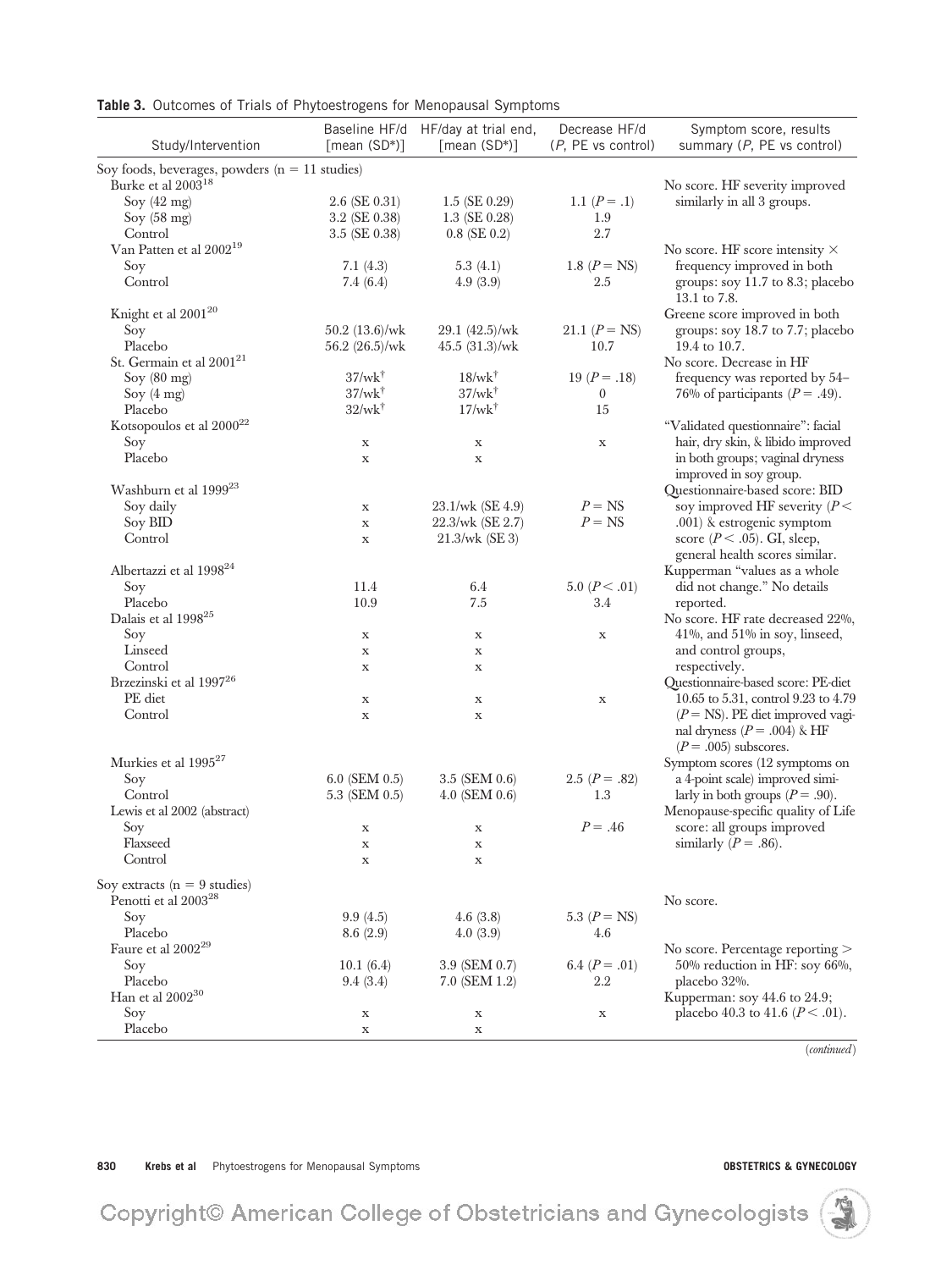**Table 3.** Outcomes of Trials of Phytoestrogens for Menopausal Symptoms

| Study/Intervention | Baseline HF/d [mean (SD*)] | HF/day at trial end, [mean (SD*)] | Decrease HF/d (*P*, PE vs control) | Symptom score, results summary (*P*, PE vs control) |
|---|---|---|---|---|
| Soy foods, beverages, powders (n = 11 studies) | | | | |
| Burke et al 2003[18] | | | | No score. HF severity improved similarly in all 3 groups. |
| Soy (42 mg) | 2.6 (SE 0.31) | 1.5 (SE 0.29) | 1.1 (*P* = .1) | |
| Soy (58 mg) | 3.2 (SE 0.38) | 1.3 (SE 0.28) | 1.9 | |
| Control | 3.5 (SE 0.38) | 0.8 (SE 0.2) | 2.7 | |
| Van Patten et al 2002[19] | | | | No score. HF score intensity × frequency improved in both groups: soy 11.7 to 8.3; placebo 13.1 to 7.8. |
| Soy | 7.1 (4.3) | 5.3 (4.1) | 1.8 (*P* = NS) | |
| Control | 7.4 (6.4) | 4.9 (3.9) | 2.5 | |
| Knight et al 2001[20] | | | | Greene score improved in both groups: soy 18.7 to 7.7; placebo 19.4 to 10.7. |
| Soy | 50.2 (13.6)/wk | 29.1 (42.5)/wk | 21.1 (*P* = NS) | |
| Placebo | 56.2 (26.5)/wk | 45.5 (31.3)/wk | 10.7 | |
| St. Germain et al 2001[21] | | | | No score. Decrease in HF frequency was reported by 54–76% of participants (*P* = .49). |
| Soy (80 mg) | 37/wk† | 18/wk† | 19 (*P* = .18) | |
| Soy (4 mg) | 37/wk† | 37/wk† | 0 | |
| Placebo | 32/wk† | 17/wk† | 15 | |
| Kotsopoulos et al 2000[22] | | | | "Validated questionnaire": facial hair, dry skin, & libido improved in both groups; vaginal dryness improved in soy group. |
| Soy | x | x | x | |
| Placebo | x | x | | |
| Washburn et al 1999[23] | | | | Questionnaire-based score: BID soy improved HF severity (*P* < .001) & estrogenic symptom score (*P* < .05). GI, sleep, general health scores similar. |
| Soy daily | x | 23.1/wk (SE 4.9) | *P* = NS | |
| Soy BID | x | 22.3/wk (SE 2.7) | *P* = NS | |
| Control | x | 21.3/wk (SE 3) | | |
| Albertazzi et al 1998[24] | | | | Kupperman "values as a whole did not change." No details reported. |
| Soy | 11.4 | 6.4 | 5.0 (*P* < .01) | |
| Placebo | 10.9 | 7.5 | 3.4 | |
| Dalais et al 1998[25] | | | | No score. HF rate decreased 22%, 41%, and 51% in soy, linseed, and control groups, respectively. |
| Soy | x | x | x | |
| Linseed | x | x | | |
| Control | x | x | | |
| Brzezinski et al 1997[26] | | | | Questionnaire-based score: PE-diet 10.65 to 5.31, control 9.23 to 4.79 (*P* = NS). PE diet improved vaginal dryness (*P* = .004) & HF (*P* = .005) subscores. |
| PE diet | x | x | x | |
| Control | x | x | | |
| Murkies et al 1995[27] | | | | Symptom scores (12 symptoms on a 4-point scale) improved similarly in both groups (*P* = .90). |
| Soy | 6.0 (SEM 0.5) | 3.5 (SEM 0.6) | 2.5 (*P* = .82) | |
| Control | 5.3 (SEM 0.5) | 4.0 (SEM 0.6) | 1.3 | |
| Lewis et al 2002 (abstract) | | | | Menopause-specific quality of Life score: all groups improved similarly (*P* = .86). |
| Soy | x | x | *P* = .46 | |
| Flaxseed | x | x | | |
| Control | x | x | | |
| Soy extracts (n = 9 studies) | | | | |
| Penotti et al 2003[28] | | | | No score. |
| Soy | 9.9 (4.5) | 4.6 (3.8) | 5.3 (*P* = NS) | |
| Placebo | 8.6 (2.9) | 4.0 (3.9) | 4.6 | |
| Faure et al 2002[29] | | | | No score. Percentage reporting > 50% reduction in HF: soy 66%, placebo 32%. |
| Soy | 10.1 (6.4) | 3.9 (SEM 0.7) | 6.4 (*P* = .01) | |
| Placebo | 9.4 (3.4) | 7.0 (SEM 1.2) | 2.2 | |
| Han et al 2002[30] | | | | Kupperman: soy 44.6 to 24.9; placebo 40.3 to 41.6 (*P* < .01). |
| Soy | x | x | x | |
| Placebo | x | x | | |

(*continued*)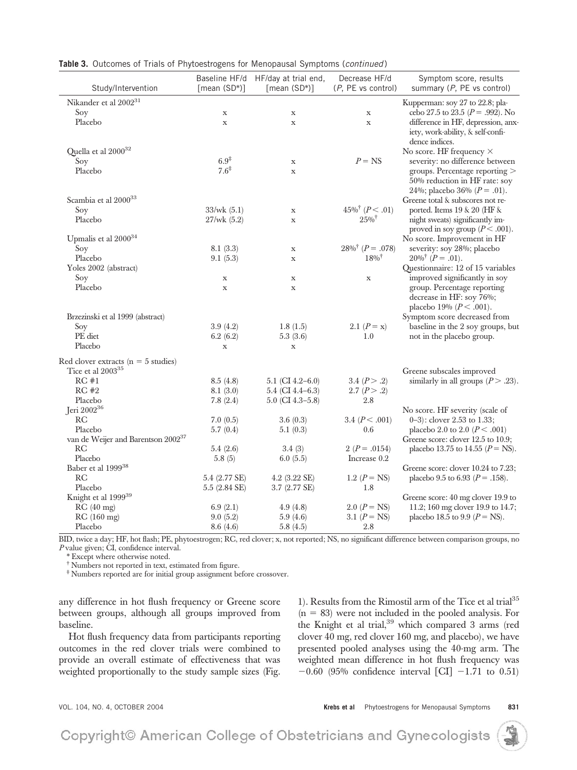**Table 3.** Outcomes of Trials of Phytoestrogens for Menopausal Symptoms (*continued*)

| Study/Intervention | Baseline HF/d [mean (SD*)] | HF/day at trial end, [mean (SD*)] | Decrease HF/d (*P*, PE vs control) | Symptom score, results summary (*P*, PE vs control) |
|---|---|---|---|---|
| Nikander et al 2002[31] | | | | Kupperman: soy 27 to 22.8; placebo 27.5 to 23.5 ($P = .992$). No difference in HF, depression, anxiety, work-ability, & self-confidence indices. |
| Soy | x | x | x | |
| Placebo | x | x | x | |
| Quella et al 2000[32] | | | | No score. HF frequency × severity: no difference between groups. Percentage reporting > 50% reduction in HF rate: soy 24%; placebo 36% ($P = .01$). |
| Soy | 6.9[‡] | x | $P$ = NS | |
| Placebo | 7.6[‡] | x | | |
| Scambia et al 2000[33] | | | | Greene total & subscores not reported. Items 19 & 20 (HF & night sweats) significantly improved in soy group ($P < .001$). |
| Soy | 33/wk (5.1) | x | 45%[†] ($P < .01$) | |
| Placebo | 27/wk (5.2) | x | 25%[†] | |
| Upmalis et al 2000[34] | | | | No score. Improvement in HF severity: soy 28%; placebo 20%[†] ($P = .01$). |
| Soy | 8.1 (3.3) | x | 28%[†] ($P = .078$) | |
| Placebo | 9.1 (5.3) | x | 18%[†] | |
| Yoles 2002 (abstract) | | | | Questionnaire: 12 of 15 variables improved significantly in soy group. Percentage reporting decrease in HF: soy 76%; placebo 19% ($P < .001$). |
| Soy | x | x | x | |
| Placebo | x | x | | |
| Brzezinski et al 1999 (abstract) | | | | Symptom score decreased from baseline in the 2 soy groups, but not in the placebo group. |
| Soy | 3.9 (4.2) | 1.8 (1.5) | 2.1 ($P$ = x) | |
| PE diet | 6.2 (6.2) | 5.3 (3.6) | 1.0 | |
| Placebo | x | x | | |
| Red clover extracts (n = 5 studies) | | | | |
| Tice et al 2003[35] | | | | Greene subscales improved similarly in all groups ($P > .23$). |
| RC #1 | 8.5 (4.8) | 5.1 (CI 4.2–6.0) | 3.4 ($P > .2$) | |
| RC #2 | 8.1 (3.0) | 5.4 (CI 4.4–6.3) | 2.7 ($P > .2$) | |
| Placebo | 7.8 (2.4) | 5.0 (CI 4.3–5.8) | 2.8 | |
| Jeri 2002[36] | | | | No score. HF severity (scale of 0–3): clover 2.53 to 1.33; placebo 2.0 to 2.0 ($P < .001$) |
| RC | 7.0 (0.5) | 3.6 (0.3) | 3.4 ($P < .001$) | |
| Placebo | 5.7 (0.4) | 5.1 (0.3) | 0.6 | |
| van de Weijer and Barentson 2002[37] | | | | Greene score: clover 12.5 to 10.9; placebo 13.75 to 14.55 ($P$ = NS). |
| RC | 5.4 (2.6) | 3.4 (3) | 2 ($P = .0154$) | |
| Placebo | 5.8 (5) | 6.0 (5.5) | Increase 0.2 | |
| Baber et al 1999[38] | | | | Greene score: clover 10.24 to 7.23; placebo 9.5 to 6.93 ($P = .158$). |
| RC | 5.4 (2.77 SE) | 4.2 (3.22 SE) | 1.2 ($P$ = NS) | |
| Placebo | 5.5 (2.84 SE) | 3.7 (2.77 SE) | 1.8 | |
| Knight et al 1999[39] | | | | Greene score: 40 mg clover 19.9 to 11.2; 160 mg clover 19.9 to 14.7; placebo 18.5 to 9.9 ($P$ = NS). |
| RC (40 mg) | 6.9 (2.1) | 4.9 (4.8) | 2.0 ($P$ = NS) | |
| RC (160 mg) | 9.0 (5.2) | 5.9 (4.6) | 3.1 ($P$ = NS) | |
| Placebo | 8.6 (4.6) | 5.8 (4.5) | 2.8 | |

BID, twice a day; HF, hot flash; PE, phytoestrogen; RC, red clover; x, not reported; NS, no significant difference between comparison groups, no *P* value given; CI, confidence interval.

\* Except where otherwise noted.

† Numbers not reported in text, estimated from figure.

‡ Numbers reported are for initial group assignment before crossover.

any difference in hot flush frequency or Greene score between groups, although all groups improved from baseline.

Hot flush frequency data from participants reporting outcomes in the red clover trials were combined to provide an overall estimate of effectiveness that was weighted proportionally to the study sample sizes (Fig. 1). Results from the Rimostil arm of the Tice et al trial[35] (n = 83) were not included in the pooled analysis. For the Knight et al trial,[39] which compared 3 arms (red clover 40 mg, red clover 160 mg, and placebo), we have presented pooled analyses using the 40-mg arm. The weighted mean difference in hot flush frequency was −0.60 (95% confidence interval [CI] −1.71 to 0.51)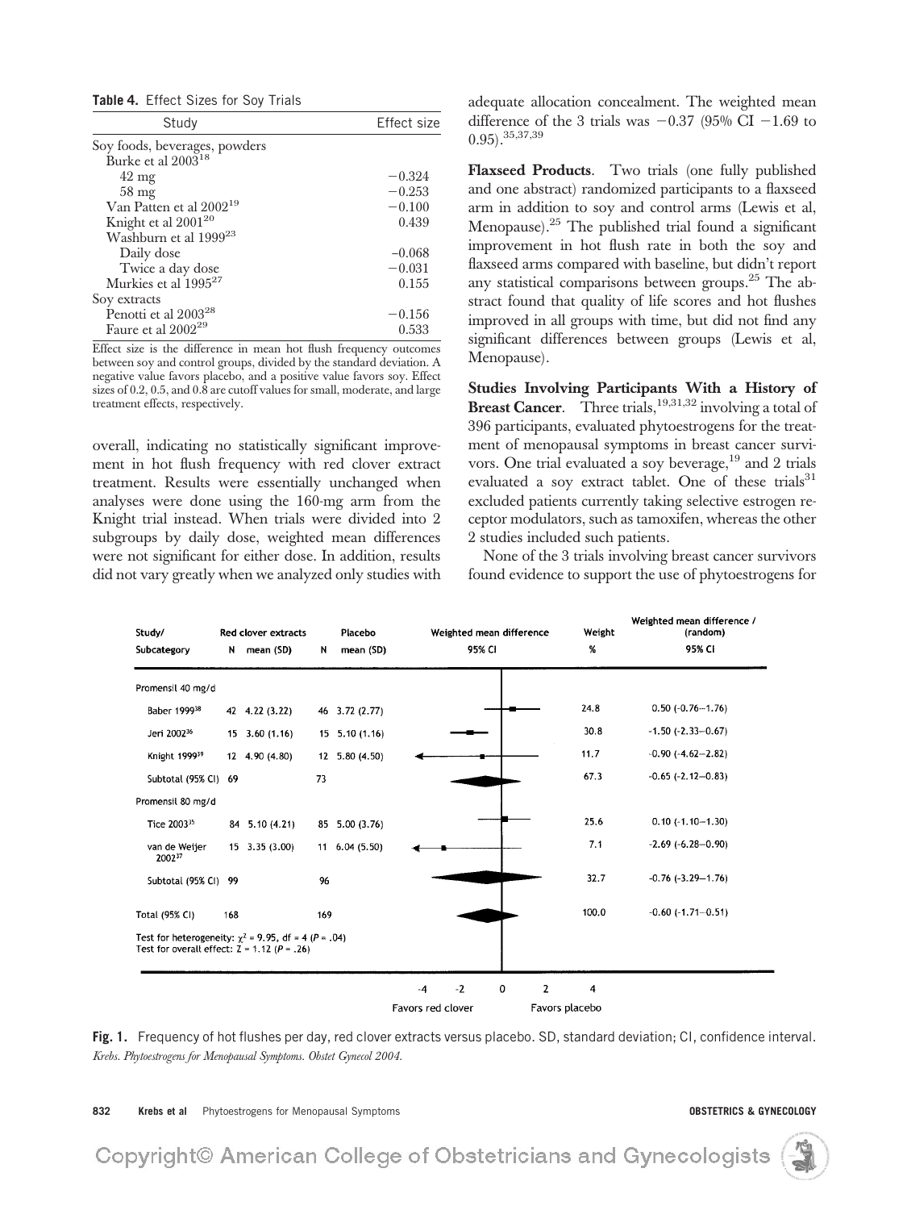**Table 4.** Effect Sizes for Soy Trials

| Study | Effect size |
|---|---|
| Soy foods, beverages, powders | |
| Burke et al 2003[18] | |
| 42 mg | −0.324 |
| 58 mg | −0.253 |
| Van Patten et al 2002[19] | −0.100 |
| Knight et al 2001[20] | 0.439 |
| Washburn et al 1999[23] | |
| Daily dose | −0.068 |
| Twice a day dose | −0.031 |
| Murkies et al 1995[27] | 0.155 |
| Soy extracts | |
| Penotti et al 2003[28] | −0.156 |
| Faure et al 2002[29] | 0.533 |

Effect size is the difference in mean hot flush frequency outcomes between soy and control groups, divided by the standard deviation. A negative value favors placebo, and a positive value favors soy. Effect sizes of 0.2, 0.5, and 0.8 are cutoff values for small, moderate, and large treatment effects, respectively.

overall, indicating no statistically significant improvement in hot flush frequency with red clover extract treatment. Results were essentially unchanged when analyses were done using the 160-mg arm from the Knight trial instead. When trials were divided into 2 subgroups by daily dose, weighted mean differences were not significant for either dose. In addition, results did not vary greatly when we analyzed only studies with adequate allocation concealment. The weighted mean difference of the 3 trials was −0.37 (95% CI −1.69 to 0.95).[35,37,39]

**Flaxseed Products**. Two trials (one fully published and one abstract) randomized participants to a flaxseed arm in addition to soy and control arms (Lewis et al, Menopause).[25] The published trial found a significant improvement in hot flush rate in both the soy and flaxseed arms compared with baseline, but didn't report any statistical comparisons between groups.[25] The abstract found that quality of life scores and hot flushes improved in all groups with time, but did not find any significant differences between groups (Lewis et al, Menopause).

**Studies Involving Participants With a History of Breast Cancer**. Three trials,[19,31,32] involving a total of 396 participants, evaluated phytoestrogens for the treatment of menopausal symptoms in breast cancer survivors. One trial evaluated a soy beverage,[19] and 2 trials evaluated a soy extract tablet. One of these trials[31] excluded patients currently taking selective estrogen receptor modulators, such as tamoxifen, whereas the other 2 studies included such patients.

None of the 3 trials involving breast cancer survivors found evidence to support the use of phytoestrogens for

| Study/ Subcategory | Red clover extracts N | Red clover extracts mean (SD) | Placebo N | Placebo mean (SD) | Weight % | Weighted mean difference / (random) 95% CI |
|---|---|---|---|---|---|---|
| **Promensil 40 mg/d** | | | | | | |
| Baber 1999[38] | 42 | 4.22 (3.22) | 46 | 3.72 (2.77) | 24.8 | 0.50 (−0.76–1.76) |
| Jeri 2002[36] | 15 | 3.60 (1.16) | 15 | 5.10 (1.16) | 30.8 | −1.50 (−2.33–0.67) |
| Knight 1999[39] | 12 | 4.90 (4.80) | 12 | 5.80 (4.50) | 11.7 | −0.90 (−4.62–2.82) |
| Subtotal (95% CI) | 69 | | 73 | | 67.3 | −0.65 (−2.12–0.83) |
| **Promensil 80 mg/d** | | | | | | |
| Tice 2003[35] | 84 | 5.10 (4.21) | 85 | 5.00 (3.76) | 25.6 | 0.10 (−1.10–1.30) |
| van de Weijer 2002[37] | 15 | 3.35 (3.00) | 11 | 6.04 (5.50) | 7.1 | −2.69 (−6.28–0.90) |
| Subtotal (95% CI) | 99 | | 96 | | 32.7 | −0.76 (−3.29–1.76) |
| Total (95% CI) | 168 | | 169 | | 100.0 | −0.60 (−1.71–0.51) |

Test for heterogeneity: $\chi^2 = 9.95$, df = 4 ($P = .04$)
Test for overall effect: $Z = 1.12$ ($P = .26$)

Favors red clover ← → Favors placebo

**Fig. 1.** Frequency of hot flushes per day, red clover extracts versus placebo. SD, standard deviation; CI, confidence interval.
*Krebs. Phytoestrogens for Menopausal Symptoms. Obstet Gynecol 2004.*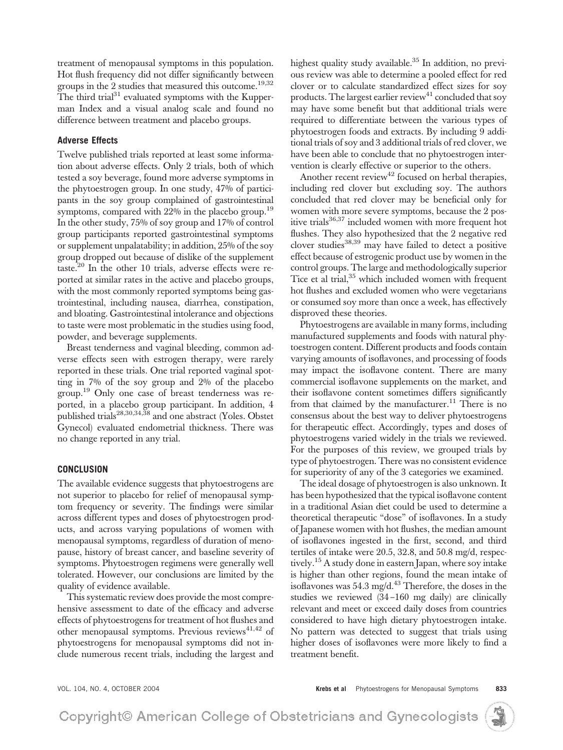treatment of menopausal symptoms in this population. Hot flush frequency did not differ significantly between groups in the 2 studies that measured this outcome.[19,32] The third trial[31] evaluated symptoms with the Kupperman Index and a visual analog scale and found no difference between treatment and placebo groups.

### Adverse Effects

Twelve published trials reported at least some information about adverse effects. Only 2 trials, both of which tested a soy beverage, found more adverse symptoms in the phytoestrogen group. In one study, 47% of participants in the soy group complained of gastrointestinal symptoms, compared with 22% in the placebo group.[19] In the other study, 75% of soy group and 17% of control group participants reported gastrointestinal symptoms or supplement unpalatability; in addition, 25% of the soy group dropped out because of dislike of the supplement taste.[20] In the other 10 trials, adverse effects were reported at similar rates in the active and placebo groups, with the most commonly reported symptoms being gastrointestinal, including nausea, diarrhea, constipation, and bloating. Gastrointestinal intolerance and objections to taste were most problematic in the studies using food, powder, and beverage supplements.

Breast tenderness and vaginal bleeding, common adverse effects seen with estrogen therapy, were rarely reported in these trials. One trial reported vaginal spotting in 7% of the soy group and 2% of the placebo group.[19] Only one case of breast tenderness was reported, in a placebo group participant. In addition, 4 published trials[28,30,34,38] and one abstract (Yoles. Obstet Gynecol) evaluated endometrial thickness. There was no change reported in any trial.

## CONCLUSION

The available evidence suggests that phytoestrogens are not superior to placebo for relief of menopausal symptom frequency or severity. The findings were similar across different types and doses of phytoestrogen products, and across varying populations of women with menopausal symptoms, regardless of duration of menopause, history of breast cancer, and baseline severity of symptoms. Phytoestrogen regimens were generally well tolerated. However, our conclusions are limited by the quality of evidence available.

This systematic review does provide the most comprehensive assessment to date of the efficacy and adverse effects of phytoestrogens for treatment of hot flushes and other menopausal symptoms. Previous reviews[41,42] of phytoestrogens for menopausal symptoms did not include numerous recent trials, including the largest and highest quality study available.[35] In addition, no previous review was able to determine a pooled effect for red clover or to calculate standardized effect sizes for soy products. The largest earlier review[41] concluded that soy may have some benefit but that additional trials were required to differentiate between the various types of phytoestrogen foods and extracts. By including 9 additional trials of soy and 3 additional trials of red clover, we have been able to conclude that no phytoestrogen intervention is clearly effective or superior to the others.

Another recent review[42] focused on herbal therapies, including red clover but excluding soy. The authors concluded that red clover may be beneficial only for women with more severe symptoms, because the 2 positive trials[36,37] included women with more frequent hot flushes. They also hypothesized that the 2 negative red clover studies[38,39] may have failed to detect a positive effect because of estrogenic product use by women in the control groups. The large and methodologically superior Tice et al trial,[35] which included women with frequent hot flushes and excluded women who were vegetarians or consumed soy more than once a week, has effectively disproved these theories.

Phytoestrogens are available in many forms, including manufactured supplements and foods with natural phytoestrogen content. Different products and foods contain varying amounts of isoflavones, and processing of foods may impact the isoflavone content. There are many commercial isoflavone supplements on the market, and their isoflavone content sometimes differs significantly from that claimed by the manufacturer.[11] There is no consensus about the best way to deliver phytoestrogens for therapeutic effect. Accordingly, types and doses of phytoestrogens varied widely in the trials we reviewed. For the purposes of this review, we grouped trials by type of phytoestrogen. There was no consistent evidence for superiority of any of the 3 categories we examined.

The ideal dosage of phytoestrogen is also unknown. It has been hypothesized that the typical isoflavone content in a traditional Asian diet could be used to determine a theoretical therapeutic "dose" of isoflavones. In a study of Japanese women with hot flushes, the median amount of isoflavones ingested in the first, second, and third tertiles of intake were 20.5, 32.8, and 50.8 mg/d, respectively.[15] A study done in eastern Japan, where soy intake is higher than other regions, found the mean intake of isoflavones was 54.3 mg/d.[43] Therefore, the doses in the studies we reviewed (34–160 mg daily) are clinically relevant and meet or exceed daily doses from countries considered to have high dietary phytoestrogen intake. No pattern was detected to suggest that trials using higher doses of isoflavones were more likely to find a treatment benefit.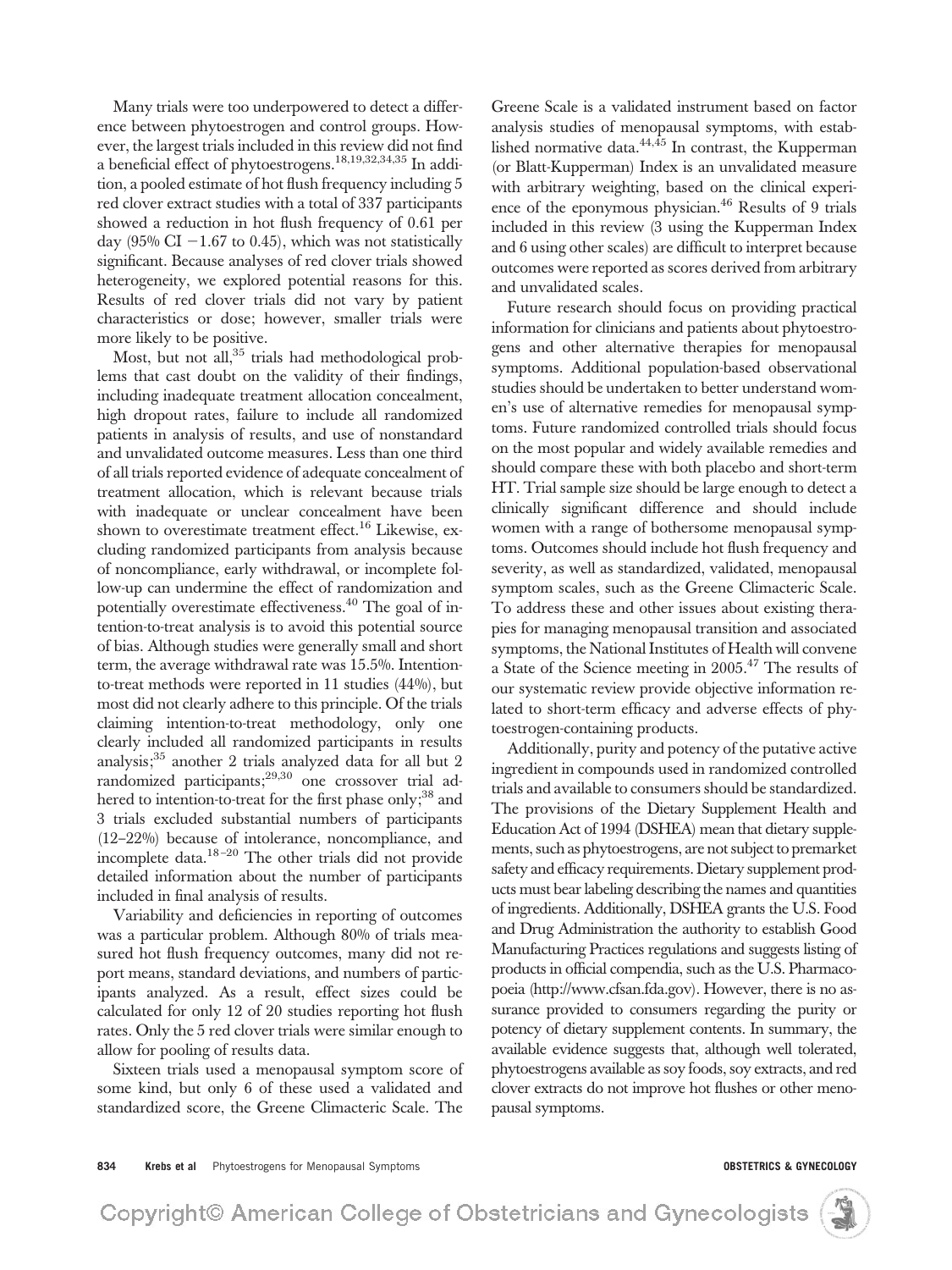Many trials were too underpowered to detect a difference between phytoestrogen and control groups. However, the largest trials included in this review did not find a beneficial effect of phytoestrogens.[18,19,32,34,35] In addition, a pooled estimate of hot flush frequency including 5 red clover extract studies with a total of 337 participants showed a reduction in hot flush frequency of 0.61 per day (95% CI −1.67 to 0.45), which was not statistically significant. Because analyses of red clover trials showed heterogeneity, we explored potential reasons for this. Results of red clover trials did not vary by patient characteristics or dose; however, smaller trials were more likely to be positive.

Most, but not all,[35] trials had methodological problems that cast doubt on the validity of their findings, including inadequate treatment allocation concealment, high dropout rates, failure to include all randomized patients in analysis of results, and use of nonstandard and unvalidated outcome measures. Less than one third of all trials reported evidence of adequate concealment of treatment allocation, which is relevant because trials with inadequate or unclear concealment have been shown to overestimate treatment effect.[16] Likewise, excluding randomized participants from analysis because of noncompliance, early withdrawal, or incomplete follow-up can undermine the effect of randomization and potentially overestimate effectiveness.[40] The goal of intention-to-treat analysis is to avoid this potential source of bias. Although studies were generally small and short term, the average withdrawal rate was 15.5%. Intention-to-treat methods were reported in 11 studies (44%), but most did not clearly adhere to this principle. Of the trials claiming intention-to-treat methodology, only one clearly included all randomized participants in results analysis;[35] another 2 trials analyzed data for all but 2 randomized participants;[29,30] one crossover trial adhered to intention-to-treat for the first phase only;[38] and 3 trials excluded substantial numbers of participants (12–22%) because of intolerance, noncompliance, and incomplete data.[18–20] The other trials did not provide detailed information about the number of participants included in final analysis of results.

Variability and deficiencies in reporting of outcomes was a particular problem. Although 80% of trials measured hot flush frequency outcomes, many did not report means, standard deviations, and numbers of participants analyzed. As a result, effect sizes could be calculated for only 12 of 20 studies reporting hot flush rates. Only the 5 red clover trials were similar enough to allow for pooling of results data.

Sixteen trials used a menopausal symptom score of some kind, but only 6 of these used a validated and standardized score, the Greene Climacteric Scale. The Greene Scale is a validated instrument based on factor analysis studies of menopausal symptoms, with established normative data.[44,45] In contrast, the Kupperman (or Blatt-Kupperman) Index is an unvalidated measure with arbitrary weighting, based on the clinical experience of the eponymous physician.[46] Results of 9 trials included in this review (3 using the Kupperman Index and 6 using other scales) are difficult to interpret because outcomes were reported as scores derived from arbitrary and unvalidated scales.

Future research should focus on providing practical information for clinicians and patients about phytoestrogens and other alternative therapies for menopausal symptoms. Additional population-based observational studies should be undertaken to better understand women's use of alternative remedies for menopausal symptoms. Future randomized controlled trials should focus on the most popular and widely available remedies and should compare these with both placebo and short-term HT. Trial sample size should be large enough to detect a clinically significant difference and should include women with a range of bothersome menopausal symptoms. Outcomes should include hot flush frequency and severity, as well as standardized, validated, menopausal symptom scales, such as the Greene Climacteric Scale. To address these and other issues about existing therapies for managing menopausal transition and associated symptoms, the National Institutes of Health will convene a State of the Science meeting in 2005.[47] The results of our systematic review provide objective information related to short-term efficacy and adverse effects of phytoestrogen-containing products.

Additionally, purity and potency of the putative active ingredient in compounds used in randomized controlled trials and available to consumers should be standardized. The provisions of the Dietary Supplement Health and Education Act of 1994 (DSHEA) mean that dietary supplements, such as phytoestrogens, are not subject to premarket safety and efficacy requirements. Dietary supplement products must bear labeling describing the names and quantities of ingredients. Additionally, DSHEA grants the U.S. Food and Drug Administration the authority to establish Good Manufacturing Practices regulations and suggests listing of products in official compendia, such as the U.S. Pharmacopoeia (http://www.cfsan.fda.gov). However, there is no assurance provided to consumers regarding the purity or potency of dietary supplement contents. In summary, the available evidence suggests that, although well tolerated, phytoestrogens available as soy foods, soy extracts, and red clover extracts do not improve hot flushes or other menopausal symptoms.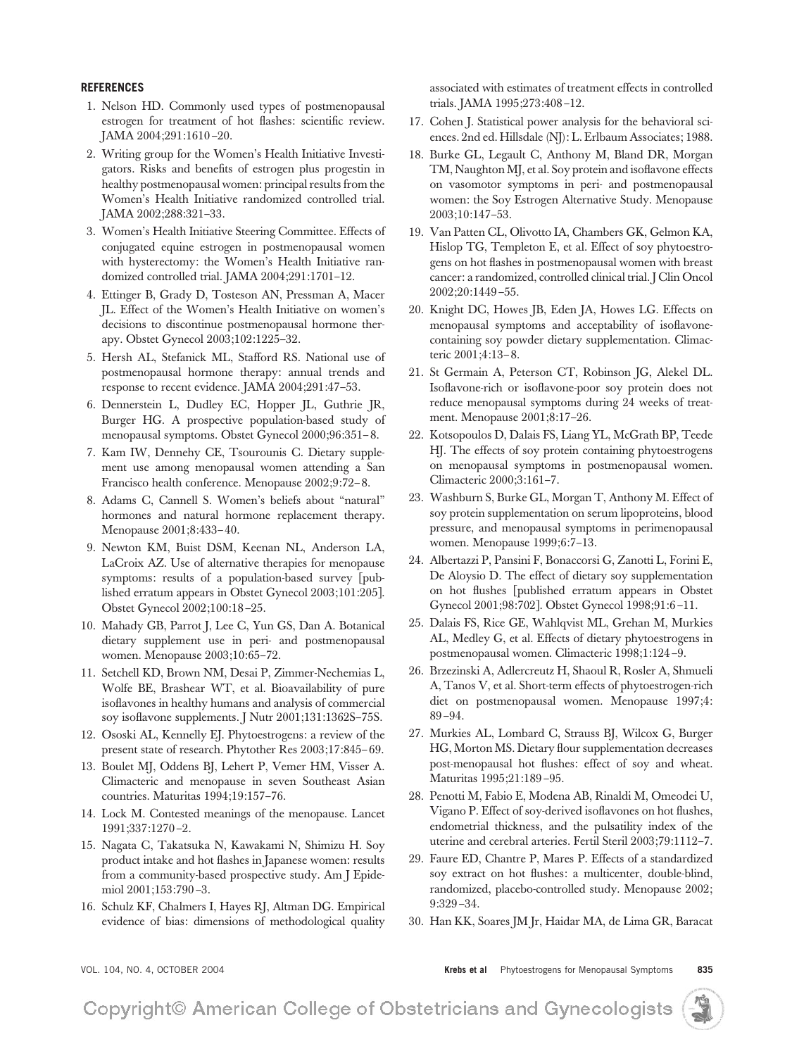## REFERENCES

1. Nelson HD. Commonly used types of postmenopausal estrogen for treatment of hot flashes: scientific review. JAMA 2004;291:1610–20.
2. Writing group for the Women's Health Initiative Investigators. Risks and benefits of estrogen plus progestin in healthy postmenopausal women: principal results from the Women's Health Initiative randomized controlled trial. JAMA 2002;288:321–33.
3. Women's Health Initiative Steering Committee. Effects of conjugated equine estrogen in postmenopausal women with hysterectomy: the Women's Health Initiative randomized controlled trial. JAMA 2004;291:1701–12.
4. Ettinger B, Grady D, Tosteson AN, Pressman A, Macer JL. Effect of the Women's Health Initiative on women's decisions to discontinue postmenopausal hormone therapy. Obstet Gynecol 2003;102:1225–32.
5. Hersh AL, Stefanick ML, Stafford RS. National use of postmenopausal hormone therapy: annual trends and response to recent evidence. JAMA 2004;291:47–53.
6. Dennerstein L, Dudley EC, Hopper JL, Guthrie JR, Burger HG. A prospective population-based study of menopausal symptoms. Obstet Gynecol 2000;96:351–8.
7. Kam IW, Dennehy CE, Tsourounis C. Dietary supplement use among menopausal women attending a San Francisco health conference. Menopause 2002;9:72–8.
8. Adams C, Cannell S. Women's beliefs about "natural" hormones and natural hormone replacement therapy. Menopause 2001;8:433–40.
9. Newton KM, Buist DSM, Keenan NL, Anderson LA, LaCroix AZ. Use of alternative therapies for menopause symptoms: results of a population-based survey [published erratum appears in Obstet Gynecol 2003;101:205]. Obstet Gynecol 2002;100:18–25.
10. Mahady GB, Parrot J, Lee C, Yun GS, Dan A. Botanical dietary supplement use in peri- and postmenopausal women. Menopause 2003;10:65–72.
11. Setchell KD, Brown NM, Desai P, Zimmer-Nechemias L, Wolfe BE, Brashear WT, et al. Bioavailability of pure isoflavones in healthy humans and analysis of commercial soy isoflavone supplements. J Nutr 2001;131:1362S–75S.
12. Ososki AL, Kennelly EJ. Phytoestrogens: a review of the present state of research. Phytother Res 2003;17:845–69.
13. Boulet MJ, Oddens BJ, Lehert P, Vemer HM, Visser A. Climacteric and menopause in seven Southeast Asian countries. Maturitas 1994;19:157–76.
14. Lock M. Contested meanings of the menopause. Lancet 1991;337:1270–2.
15. Nagata C, Takatsuka N, Kawakami N, Shimizu H. Soy product intake and hot flashes in Japanese women: results from a community-based prospective study. Am J Epidemiol 2001;153:790–3.
16. Schulz KF, Chalmers I, Hayes RJ, Altman DG. Empirical evidence of bias: dimensions of methodological quality associated with estimates of treatment effects in controlled trials. JAMA 1995;273:408–12.
17. Cohen J. Statistical power analysis for the behavioral sciences. 2nd ed. Hillsdale (NJ): L. Erlbaum Associates; 1988.
18. Burke GL, Legault C, Anthony M, Bland DR, Morgan TM, Naughton MJ, et al. Soy protein and isoflavone effects on vasomotor symptoms in peri- and postmenopausal women: the Soy Estrogen Alternative Study. Menopause 2003;10:147–53.
19. Van Patten CL, Olivotto IA, Chambers GK, Gelmon KA, Hislop TG, Templeton E, et al. Effect of soy phytoestrogens on hot flashes in postmenopausal women with breast cancer: a randomized, controlled clinical trial. J Clin Oncol 2002;20:1449–55.
20. Knight DC, Howes JB, Eden JA, Howes LG. Effects on menopausal symptoms and acceptability of isoflavone-containing soy powder dietary supplementation. Climacteric 2001;4:13–8.
21. St Germain A, Peterson CT, Robinson JG, Alekel DL. Isoflavone-rich or isoflavone-poor soy protein does not reduce menopausal symptoms during 24 weeks of treatment. Menopause 2001;8:17–26.
22. Kotsopoulos D, Dalais FS, Liang YL, McGrath BP, Teede HJ. The effects of soy protein containing phytoestrogens on menopausal symptoms in postmenopausal women. Climacteric 2000;3:161–7.
23. Washburn S, Burke GL, Morgan T, Anthony M. Effect of soy protein supplementation on serum lipoproteins, blood pressure, and menopausal symptoms in perimenopausal women. Menopause 1999;6:7–13.
24. Albertazzi P, Pansini F, Bonaccorsi G, Zanotti L, Forini E, De Aloysio D. The effect of dietary soy supplementation on hot flushes [published erratum appears in Obstet Gynecol 2001;98:702]. Obstet Gynecol 1998;91:6–11.
25. Dalais FS, Rice GE, Wahlqvist ML, Grehan M, Murkies AL, Medley G, et al. Effects of dietary phytoestrogens in postmenopausal women. Climacteric 1998;1:124–9.
26. Brzezinski A, Adlercreutz H, Shaoul R, Rosler A, Shmueli A, Tanos V, et al. Short-term effects of phytoestrogen-rich diet on postmenopausal women. Menopause 1997;4:89–94.
27. Murkies AL, Lombard C, Strauss BJ, Wilcox G, Burger HG, Morton MS. Dietary flour supplementation decreases post-menopausal hot flushes: effect of soy and wheat. Maturitas 1995;21:189–95.
28. Penotti M, Fabio E, Modena AB, Rinaldi M, Omeodei U, Vigano P. Effect of soy-derived isoflavones on hot flushes, endometrial thickness, and the pulsatility index of the uterine and cerebral arteries. Fertil Steril 2003;79:1112–7.
29. Faure ED, Chantre P, Mares P. Effects of a standardized soy extract on hot flushes: a multicenter, double-blind, randomized, placebo-controlled study. Menopause 2002;9:329–34.
30. Han KK, Soares JM Jr, Haidar MA, de Lima GR, Baracat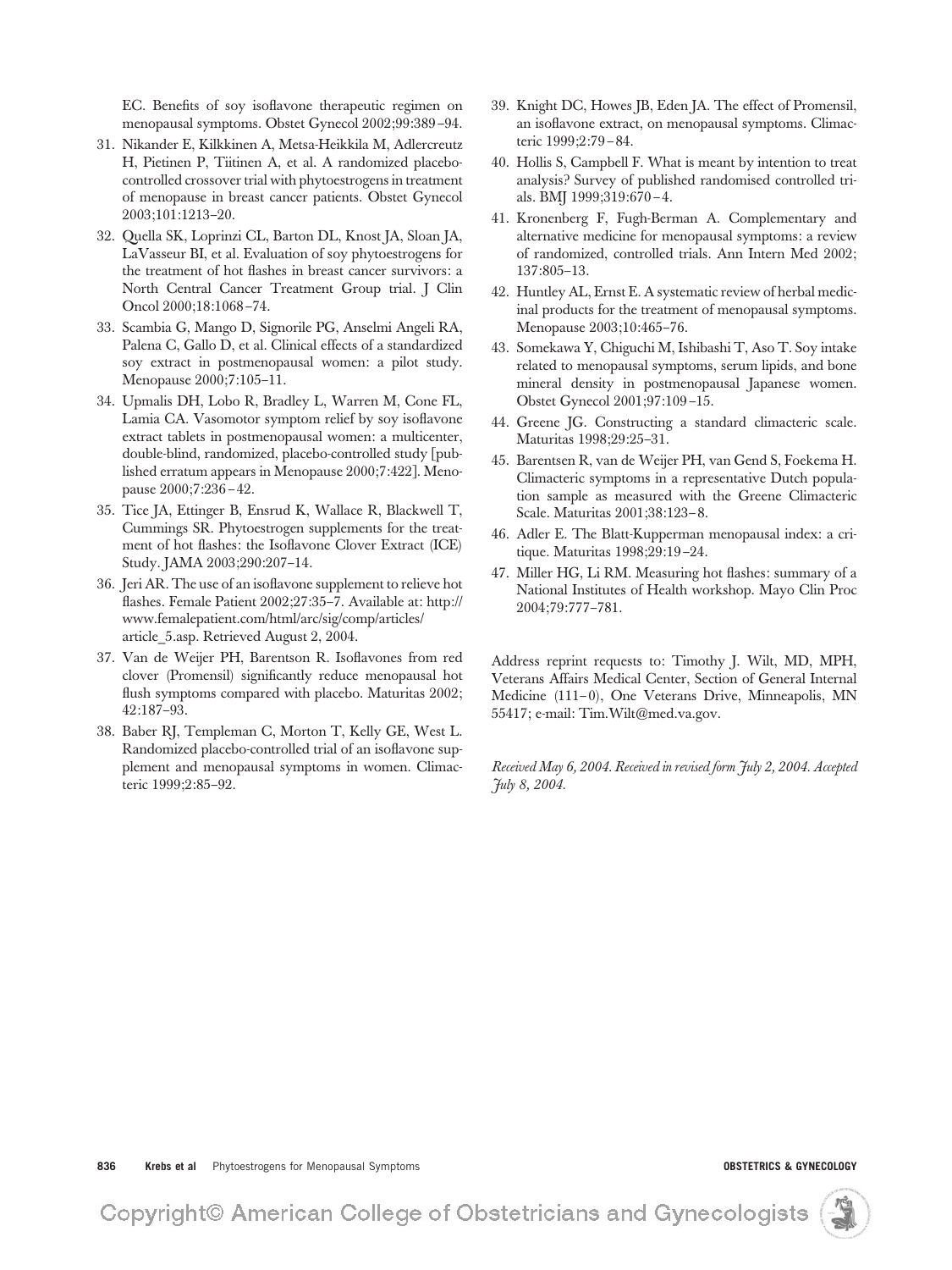EC. Benefits of soy isoflavone therapeutic regimen on menopausal symptoms. Obstet Gynecol 2002;99:389–94.

31. Nikander E, Kilkkinen A, Metsa-Heikkila M, Adlercreutz H, Pietinen P, Tiitinen A, et al. A randomized placebo-controlled crossover trial with phytoestrogens in treatment of menopause in breast cancer patients. Obstet Gynecol 2003;101:1213–20.
32. Quella SK, Loprinzi CL, Barton DL, Knost JA, Sloan JA, LaVasseur BI, et al. Evaluation of soy phytoestrogens for the treatment of hot flashes in breast cancer survivors: a North Central Cancer Treatment Group trial. J Clin Oncol 2000;18:1068–74.
33. Scambia G, Mango D, Signorile PG, Anselmi Angeli RA, Palena C, Gallo D, et al. Clinical effects of a standardized soy extract in postmenopausal women: a pilot study. Menopause 2000;7:105–11.
34. Upmalis DH, Lobo R, Bradley L, Warren M, Cone FL, Lamia CA. Vasomotor symptom relief by soy isoflavone extract tablets in postmenopausal women: a multicenter, double-blind, randomized, placebo-controlled study [published erratum appears in Menopause 2000;7:422]. Menopause 2000;7:236–42.
35. Tice JA, Ettinger B, Ensrud K, Wallace R, Blackwell T, Cummings SR. Phytoestrogen supplements for the treatment of hot flashes: the Isoflavone Clover Extract (ICE) Study. JAMA 2003;290:207–14.
36. Jeri AR. The use of an isoflavone supplement to relieve hot flashes. Female Patient 2002;27:35–7. Available at: http://www.femalepatient.com/html/arc/sig/comp/articles/article_5.asp. Retrieved August 2, 2004.
37. Van de Weijer PH, Barentson R. Isoflavones from red clover (Promensil) significantly reduce menopausal hot flush symptoms compared with placebo. Maturitas 2002; 42:187–93.
38. Baber RJ, Templeman C, Morton T, Kelly GE, West L. Randomized placebo-controlled trial of an isoflavone supplement and menopausal symptoms in women. Climacteric 1999;2:85–92.
39. Knight DC, Howes JB, Eden JA. The effect of Promensil, an isoflavone extract, on menopausal symptoms. Climacteric 1999;2:79–84.
40. Hollis S, Campbell F. What is meant by intention to treat analysis? Survey of published randomised controlled trials. BMJ 1999;319:670–4.
41. Kronenberg F, Fugh-Berman A. Complementary and alternative medicine for menopausal symptoms: a review of randomized, controlled trials. Ann Intern Med 2002; 137:805–13.
42. Huntley AL, Ernst E. A systematic review of herbal medicinal products for the treatment of menopausal symptoms. Menopause 2003;10:465–76.
43. Somekawa Y, Chiguchi M, Ishibashi T, Aso T. Soy intake related to menopausal symptoms, serum lipids, and bone mineral density in postmenopausal Japanese women. Obstet Gynecol 2001;97:109–15.
44. Greene JG. Constructing a standard climacteric scale. Maturitas 1998;29:25–31.
45. Barentsen R, van de Weijer PH, van Gend S, Foekema H. Climacteric symptoms in a representative Dutch population sample as measured with the Greene Climacteric Scale. Maturitas 2001;38:123–8.
46. Adler E. The Blatt-Kupperman menopausal index: a critique. Maturitas 1998;29:19–24.
47. Miller HG, Li RM. Measuring hot flashes: summary of a National Institutes of Health workshop. Mayo Clin Proc 2004;79:777–781.

Address reprint requests to: Timothy J. Wilt, MD, MPH, Veterans Affairs Medical Center, Section of General Internal Medicine (111–0), One Veterans Drive, Minneapolis, MN 55417; e-mail: Tim.Wilt@med.va.gov.

*Received May 6, 2004. Received in revised form July 2, 2004. Accepted July 8, 2004.*